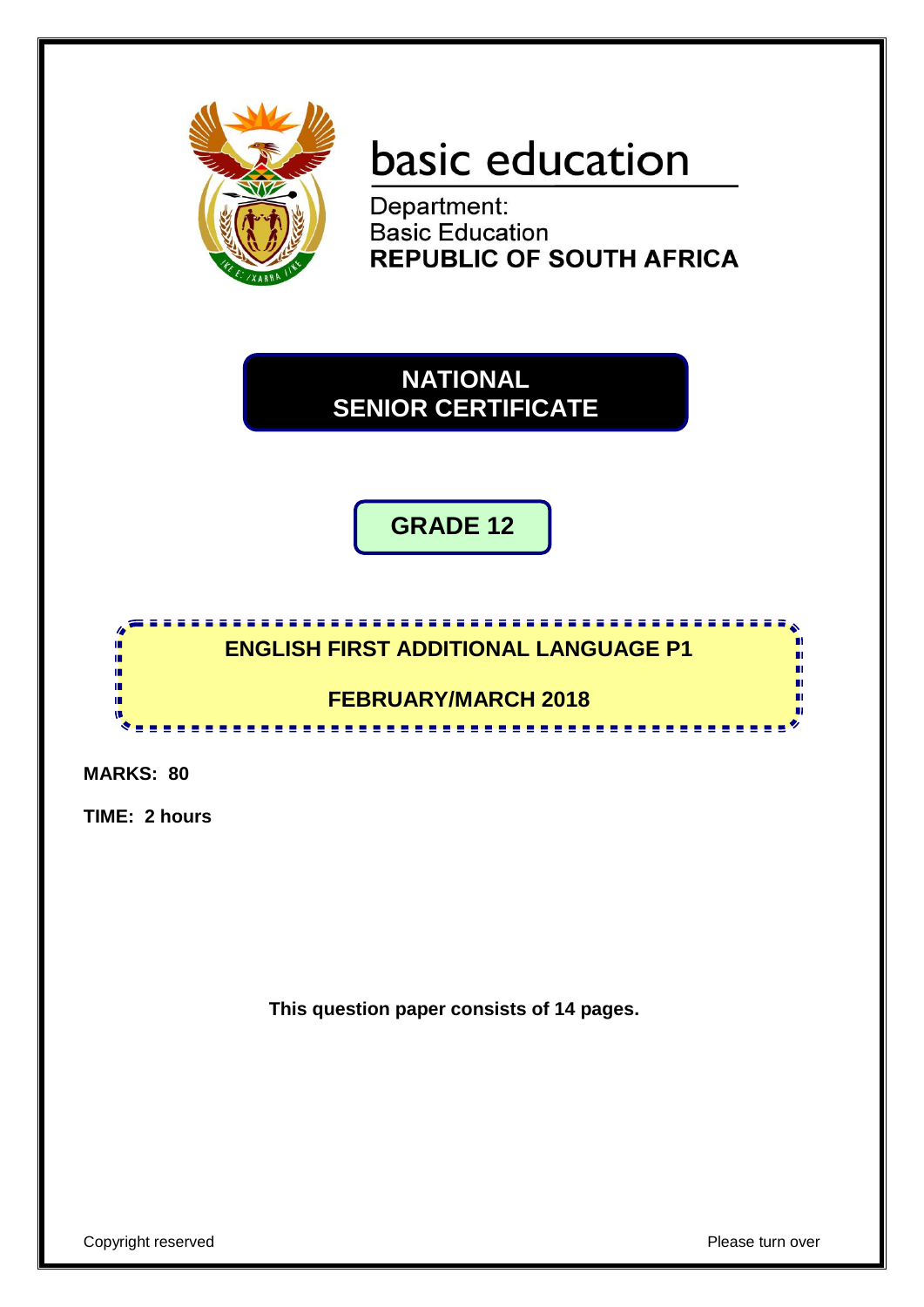# basic education

Department:
Basic Education
**REPUBLIC OF SOUTH AFRICA**

## NATIONAL SENIOR CERTIFICATE

## GRADE 12

## ENGLISH FIRST ADDITIONAL LANGUAGE P1

## FEBRUARY/MARCH 2018

**MARKS: 80**

**TIME: 2 hours**

**This question paper consists of 14 pages.**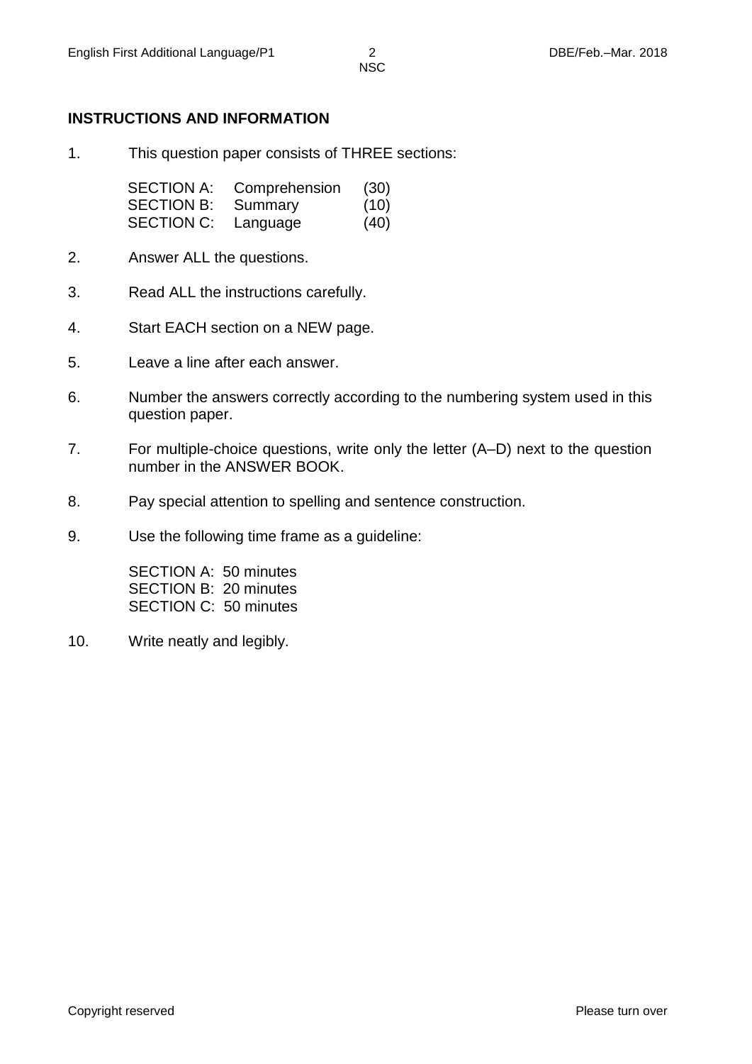**INSTRUCTIONS AND INFORMATION**

1. This question paper consists of THREE sections:

   | | | |
   |---|---|---|
   | SECTION A: | Comprehension | (30) |
   | SECTION B: | Summary | (10) |
   | SECTION C: | Language | (40) |

2. Answer ALL the questions.

3. Read ALL the instructions carefully.

4. Start EACH section on a NEW page.

5. Leave a line after each answer.

6. Number the answers correctly according to the numbering system used in this question paper.

7. For multiple-choice questions, write only the letter (A–D) next to the question number in the ANSWER BOOK.

8. Pay special attention to spelling and sentence construction.

9. Use the following time frame as a guideline:

   SECTION A: 50 minutes
   SECTION B: 20 minutes
   SECTION C: 50 minutes

10. Write neatly and legibly.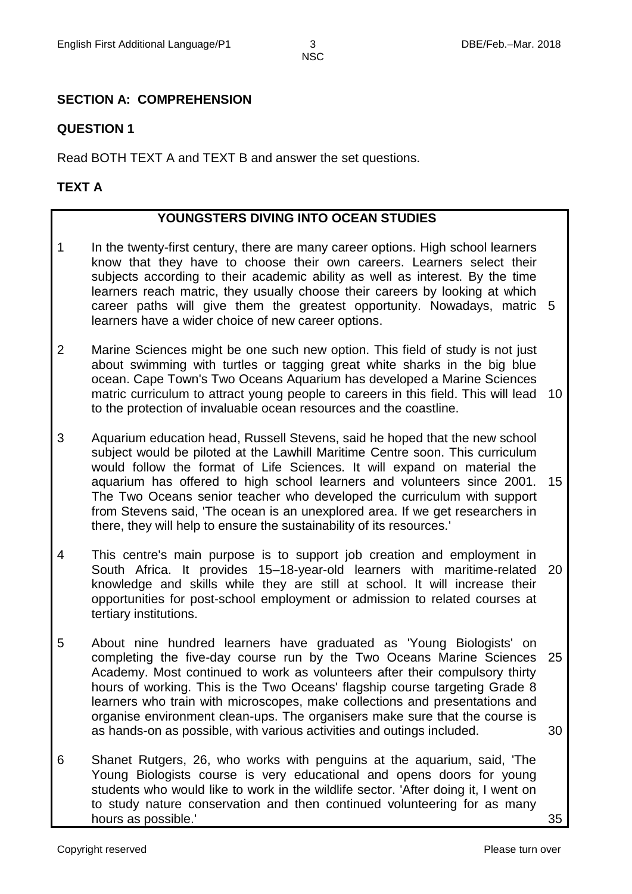**SECTION A: COMPREHENSION**

**QUESTION 1**

Read BOTH TEXT A and TEXT B and answer the set questions.

**TEXT A**

**YOUNGSTERS DIVING INTO OCEAN STUDIES**

1 In the twenty-first century, there are many career options. High school learners know that they have to choose their own careers. Learners select their subjects according to their academic ability as well as interest. By the time learners reach matric, they usually choose their careers by looking at which career paths will give them the greatest opportunity. Nowadays, matric 5 learners have a wider choice of new career options.

2 Marine Sciences might be one such new option. This field of study is not just about swimming with turtles or tagging great white sharks in the big blue ocean. Cape Town's Two Oceans Aquarium has developed a Marine Sciences matric curriculum to attract young people to careers in this field. This will lead 10 to the protection of invaluable ocean resources and the coastline.

3 Aquarium education head, Russell Stevens, said he hoped that the new school subject would be piloted at the Lawhill Maritime Centre soon. This curriculum would follow the format of Life Sciences. It will expand on material the aquarium has offered to high school learners and volunteers since 2001. 15 The Two Oceans senior teacher who developed the curriculum with support from Stevens said, 'The ocean is an unexplored area. If we get researchers in there, they will help to ensure the sustainability of its resources.'

4 This centre's main purpose is to support job creation and employment in South Africa. It provides 15–18-year-old learners with maritime-related 20 knowledge and skills while they are still at school. It will increase their opportunities for post-school employment or admission to related courses at tertiary institutions.

5 About nine hundred learners have graduated as 'Young Biologists' on completing the five-day course run by the Two Oceans Marine Sciences 25 Academy. Most continued to work as volunteers after their compulsory thirty hours of working. This is the Two Oceans' flagship course targeting Grade 8 learners who train with microscopes, make collections and presentations and organise environment clean-ups. The organisers make sure that the course is as hands-on as possible, with various activities and outings included. 30

6 Shanet Rutgers, 26, who works with penguins at the aquarium, said, 'The Young Biologists course is very educational and opens doors for young students who would like to work in the wildlife sector. 'After doing it, I went on to study nature conservation and then continued volunteering for as many hours as possible.' 35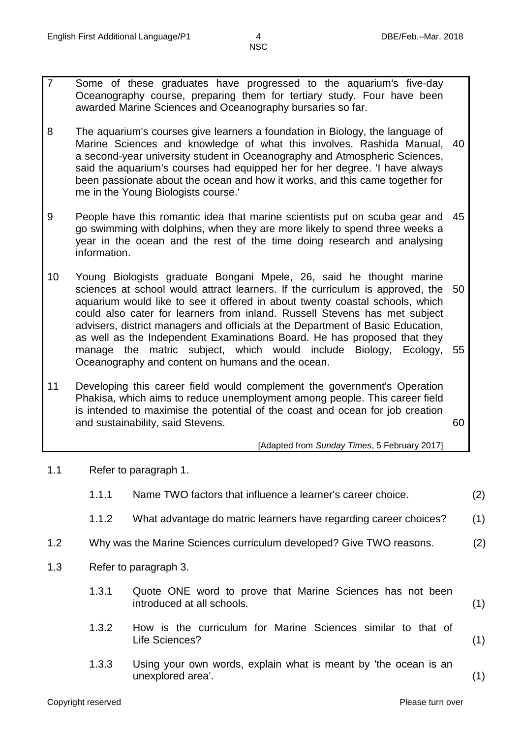7 Some of these graduates have progressed to the aquarium's five-day Oceanography course, preparing them for tertiary study. Four have been awarded Marine Sciences and Oceanography bursaries so far.

8 The aquarium's courses give learners a foundation in Biology, the language of Marine Sciences and knowledge of what this involves. Rashida Manual, a second-year university student in Oceanography and Atmospheric Sciences, said the aquarium's courses had equipped her for her degree. 'I have always been passionate about the ocean and how it works, and this came together for me in the Young Biologists course.' (40)

9 People have this romantic idea that marine scientists put on scuba gear and go swimming with dolphins, when they are more likely to spend three weeks a year in the ocean and the rest of the time doing research and analysing information. (45)

10 Young Biologists graduate Bongani Mpele, 26, said he thought marine sciences at school would attract learners. If the curriculum is approved, the aquarium would like to see it offered in about twenty coastal schools, which could also cater for learners from inland. Russell Stevens has met subject advisers, district managers and officials at the Department of Basic Education, as well as the Independent Examinations Board. He has proposed that they manage the matric subject, which would include Biology, Ecology, Oceanography and content on humans and the ocean. (50, 55)

11 Developing this career field would complement the government's Operation Phakisa, which aims to reduce unemployment among people. This career field is intended to maximise the potential of the coast and ocean for job creation and sustainability, said Stevens. (60)

[Adapted from *Sunday Times*, 5 February 2017]

1.1 Refer to paragraph 1.

1.1.1 Name TWO factors that influence a learner's career choice. (2)

1.1.2 What advantage do matric learners have regarding career choices? (1)

1.2 Why was the Marine Sciences curriculum developed? Give TWO reasons. (2)

1.3 Refer to paragraph 3.

1.3.1 Quote ONE word to prove that Marine Sciences has not been introduced at all schools. (1)

1.3.2 How is the curriculum for Marine Sciences similar to that of Life Sciences? (1)

1.3.3 Using your own words, explain what is meant by 'the ocean is an unexplored area'. (1)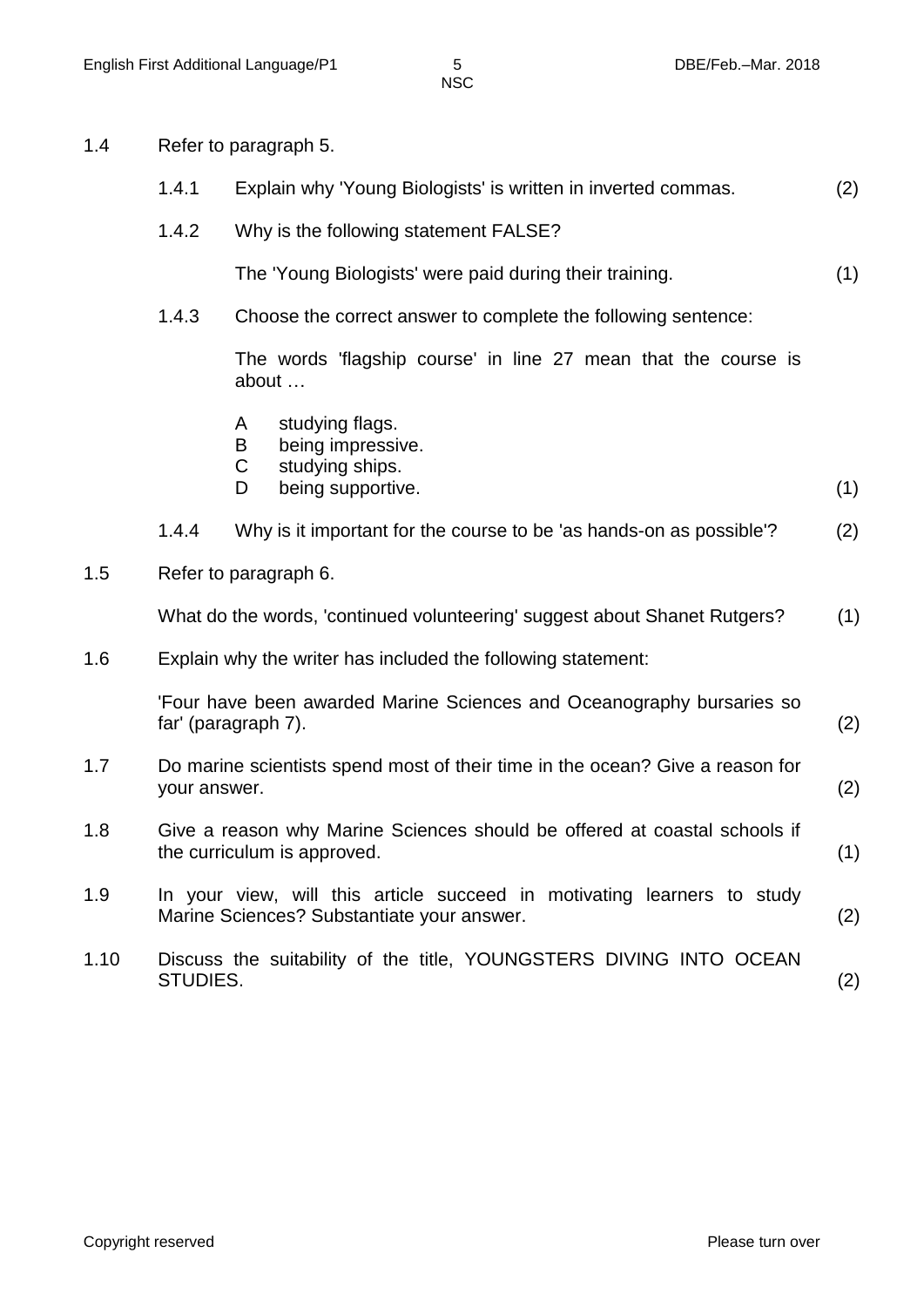1.4 Refer to paragraph 5.

1.4.1 Explain why 'Young Biologists' is written in inverted commas. (2)

1.4.2 Why is the following statement FALSE?

The 'Young Biologists' were paid during their training. (1)

1.4.3 Choose the correct answer to complete the following sentence:

The words 'flagship course' in line 27 mean that the course is about …

- A studying flags.
- B being impressive.
- C studying ships.
- D being supportive. (1)

1.4.4 Why is it important for the course to be 'as hands-on as possible'? (2)

1.5 Refer to paragraph 6.

What do the words, 'continued volunteering' suggest about Shanet Rutgers? (1)

1.6 Explain why the writer has included the following statement:

'Four have been awarded Marine Sciences and Oceanography bursaries so far' (paragraph 7). (2)

1.7 Do marine scientists spend most of their time in the ocean? Give a reason for your answer. (2)

1.8 Give a reason why Marine Sciences should be offered at coastal schools if the curriculum is approved. (1)

1.9 In your view, will this article succeed in motivating learners to study Marine Sciences? Substantiate your answer. (2)

1.10 Discuss the suitability of the title, YOUNGSTERS DIVING INTO OCEAN STUDIES. (2)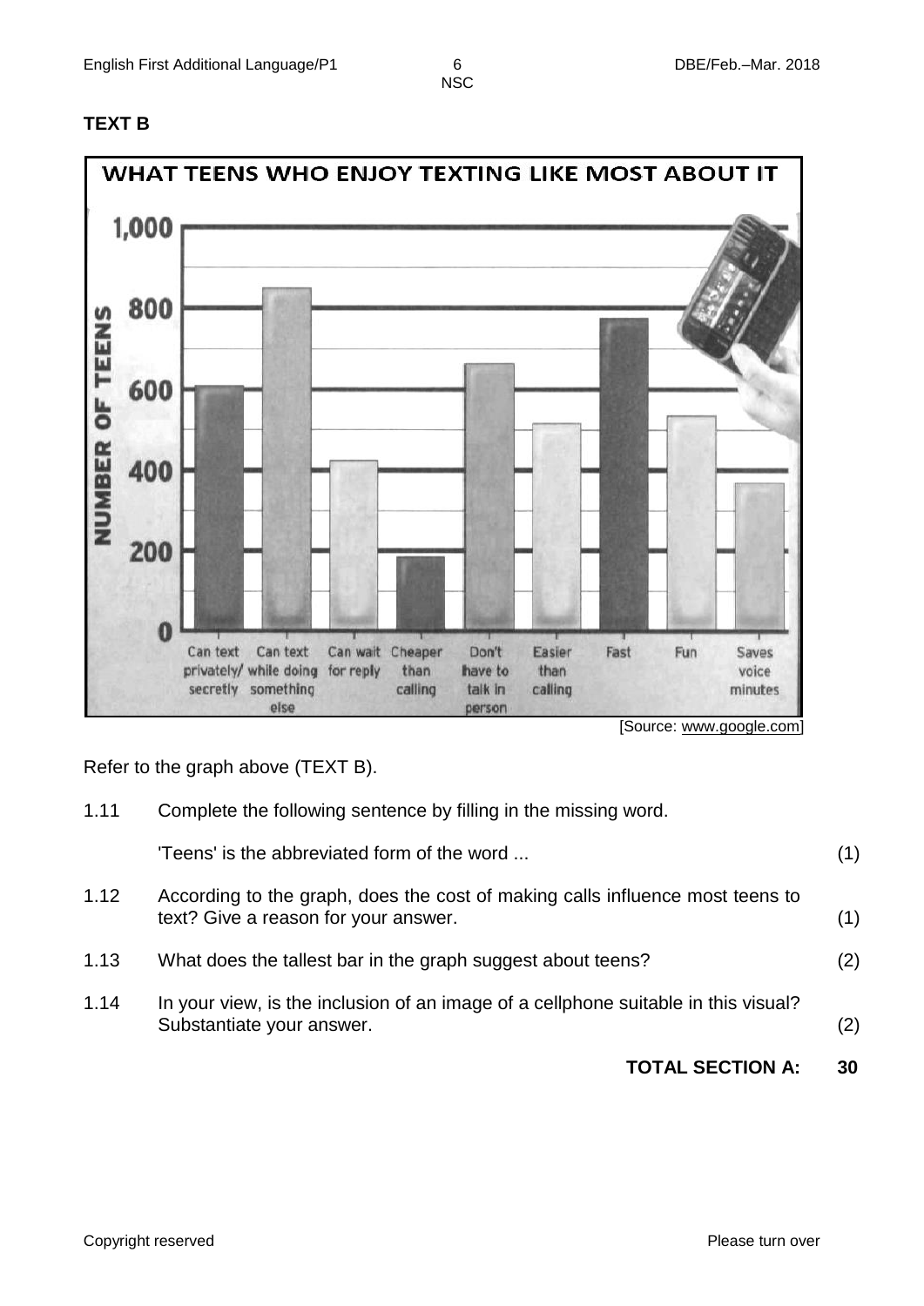**TEXT B**

**WHAT TEENS WHO ENJOY TEXTING LIKE MOST ABOUT IT**

NUMBER OF TEENS

1,000
800
600
400
200
0

Can text privately/ secretly | Can text while doing something else | Can wait for reply | Cheaper than calling | Don't have to talk in person | Easier than calling | Fast | Fun | Saves voice minutes

[Source: www.google.com]

Refer to the graph above (TEXT B).

1.11 Complete the following sentence by filling in the missing word.

'Teens' is the abbreviated form of the word ... (1)

1.12 According to the graph, does the cost of making calls influence most teens to text? Give a reason for your answer. (1)

1.13 What does the tallest bar in the graph suggest about teens? (2)

1.14 In your view, is the inclusion of an image of a cellphone suitable in this visual? Substantiate your answer. (2)

**TOTAL SECTION A: 30**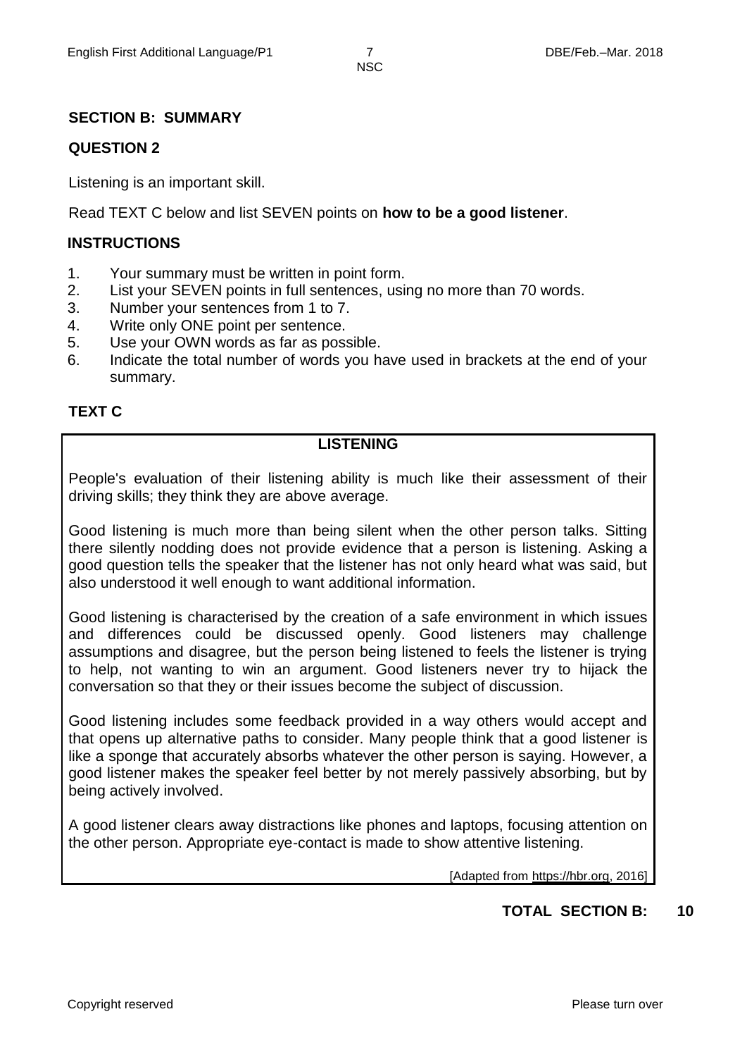## SECTION B: SUMMARY

### QUESTION 2

Listening is an important skill.

Read TEXT C below and list SEVEN points on **how to be a good listener**.

### INSTRUCTIONS

1. Your summary must be written in point form.
2. List your SEVEN points in full sentences, using no more than 70 words.
3. Number your sentences from 1 to 7.
4. Write only ONE point per sentence.
5. Use your OWN words as far as possible.
6. Indicate the total number of words you have used in brackets at the end of your summary.

### TEXT C

**LISTENING**

People's evaluation of their listening ability is much like their assessment of their driving skills; they think they are above average.

Good listening is much more than being silent when the other person talks. Sitting there silently nodding does not provide evidence that a person is listening. Asking a good question tells the speaker that the listener has not only heard what was said, but also understood it well enough to want additional information.

Good listening is characterised by the creation of a safe environment in which issues and differences could be discussed openly. Good listeners may challenge assumptions and disagree, but the person being listened to feels the listener is trying to help, not wanting to win an argument. Good listeners never try to hijack the conversation so that they or their issues become the subject of discussion.

Good listening includes some feedback provided in a way others would accept and that opens up alternative paths to consider. Many people think that a good listener is like a sponge that accurately absorbs whatever the other person is saying. However, a good listener makes the speaker feel better by not merely passively absorbing, but by being actively involved.

A good listener clears away distractions like phones and laptops, focusing attention on the other person. Appropriate eye-contact is made to show attentive listening.

[Adapted from https://hbr.org, 2016]

**TOTAL SECTION B: 10**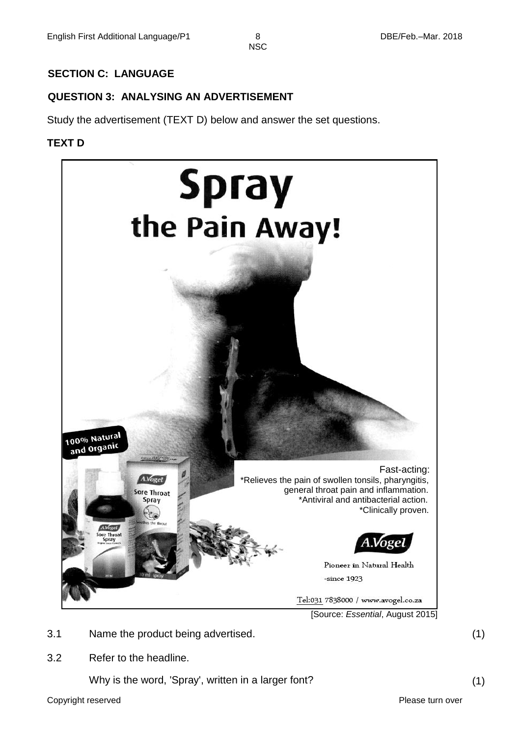## SECTION C: LANGUAGE

### QUESTION 3: ANALYSING AN ADVERTISEMENT

Study the advertisement (TEXT D) below and answer the set questions.

**TEXT D**

# Spray
# the Pain Away!

100% Natural and Organic

Fast-acting:
*Relieves the pain of swollen tonsils, pharyngitis, general throat pain and inflammation.
*Antiviral and antibacterial action.
*Clinically proven.

A.Vogel

Pioneer in Natural Health
-since 1923

Tel:031 7838000 / www.avogel.co.za

[Source: *Essential*, August 2015]

3.1 Name the product being advertised. (1)

3.2 Refer to the headline.

Why is the word, 'Spray', written in a larger font? (1)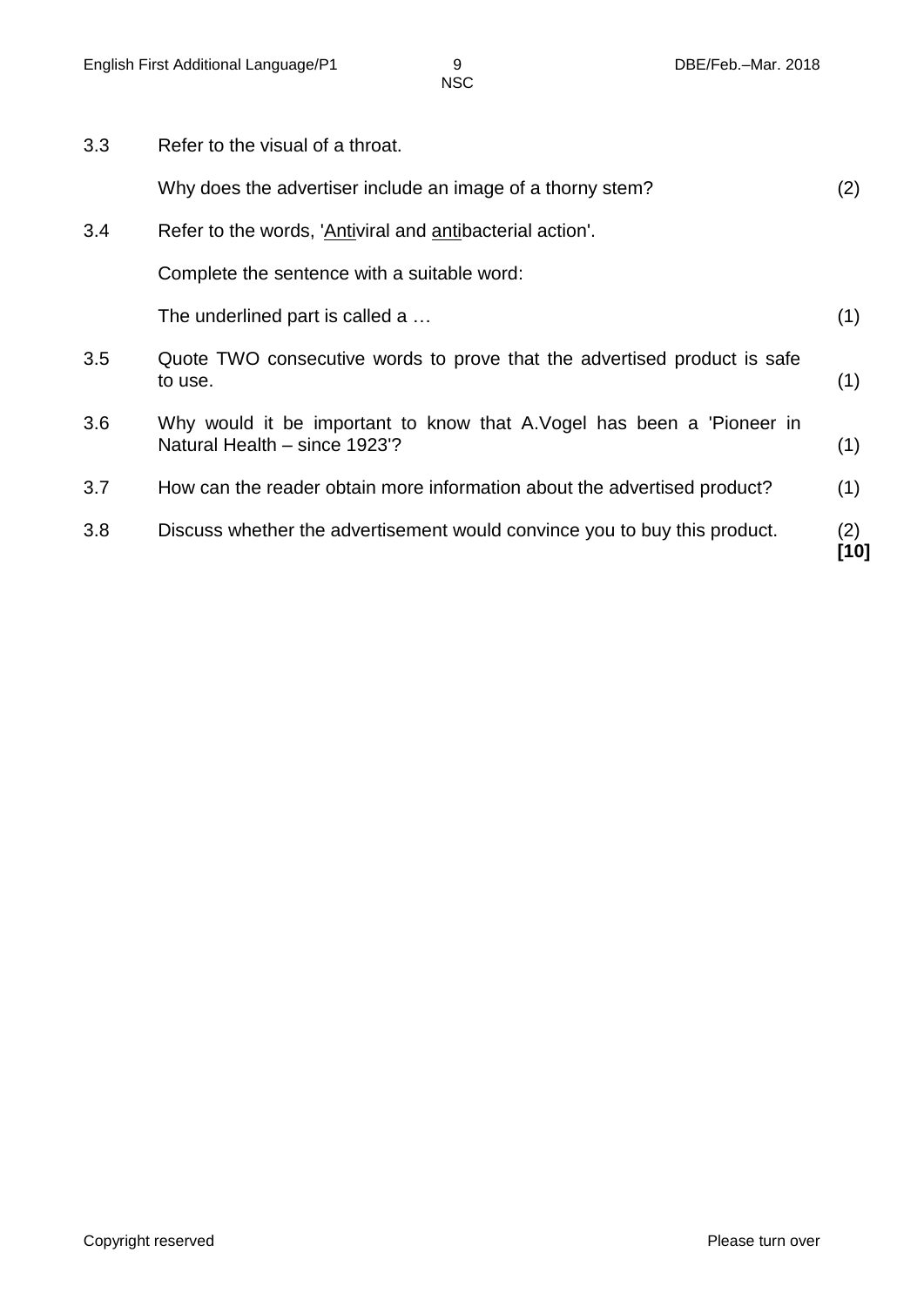3.3 Refer to the visual of a throat.

Why does the advertiser include an image of a thorny stem? (2)

3.4 Refer to the words, '<u>Anti</u>viral and <u>anti</u>bacterial action'.

Complete the sentence with a suitable word:

The underlined part is called a … (1)

3.5 Quote TWO consecutive words to prove that the advertised product is safe to use. (1)

3.6 Why would it be important to know that A.Vogel has been a 'Pioneer in Natural Health – since 1923'? (1)

3.7 How can the reader obtain more information about the advertised product? (1)

3.8 Discuss whether the advertisement would convince you to buy this product. (2)
**[10]**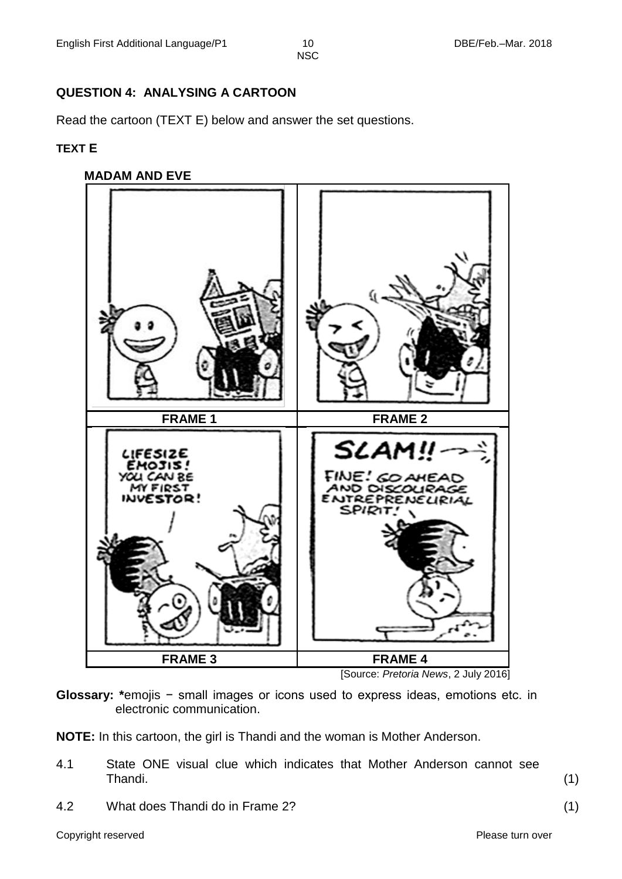## QUESTION 4: ANALYSING A CARTOON

Read the cartoon (TEXT E) below and answer the set questions.

**TEXT E**

**MADAM AND EVE**

| FRAME 1 | FRAME 2 |
|---|---|
| FRAME 3 | FRAME 4 |

LIFESIZE EMOJIS! YOU CAN BE MY FIRST INVESTOR!

SLAM!!

FINE! GO AHEAD AND DISCOURAGE ENTREPRENEURIAL SPIRIT!

[Source: *Pretoria News*, 2 July 2016]

**Glossary: \***emojis − small images or icons used to express ideas, emotions etc. in electronic communication.

**NOTE:** In this cartoon, the girl is Thandi and the woman is Mother Anderson.

4.1 State ONE visual clue which indicates that Mother Anderson cannot see Thandi. (1)

4.2 What does Thandi do in Frame 2? (1)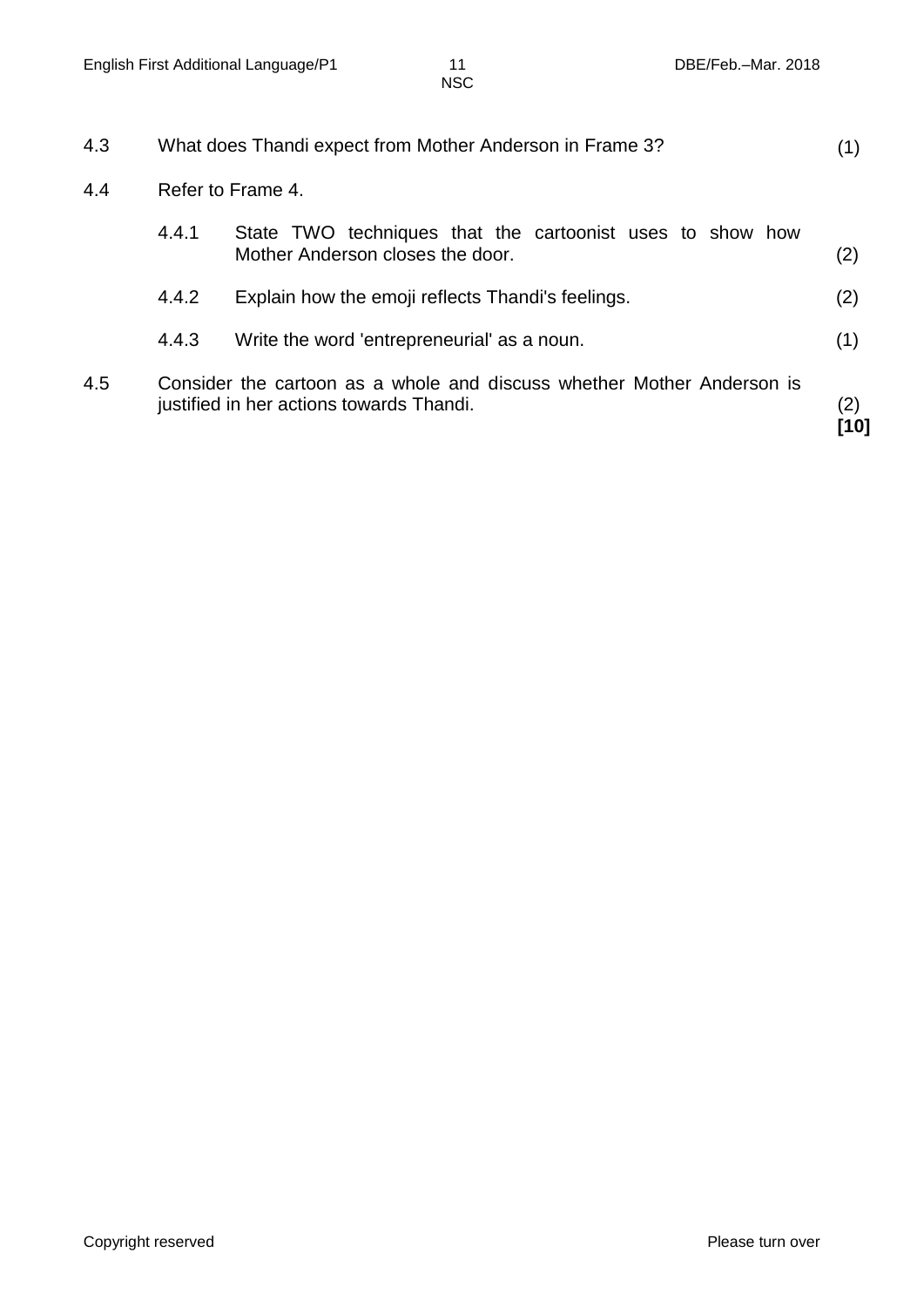4.3 What does Thandi expect from Mother Anderson in Frame 3? (1)

4.4 Refer to Frame 4.

4.4.1 State TWO techniques that the cartoonist uses to show how Mother Anderson closes the door. (2)

4.4.2 Explain how the emoji reflects Thandi's feelings. (2)

4.4.3 Write the word 'entrepreneurial' as a noun. (1)

4.5 Consider the cartoon as a whole and discuss whether Mother Anderson is justified in her actions towards Thandi. (2)
**[10]**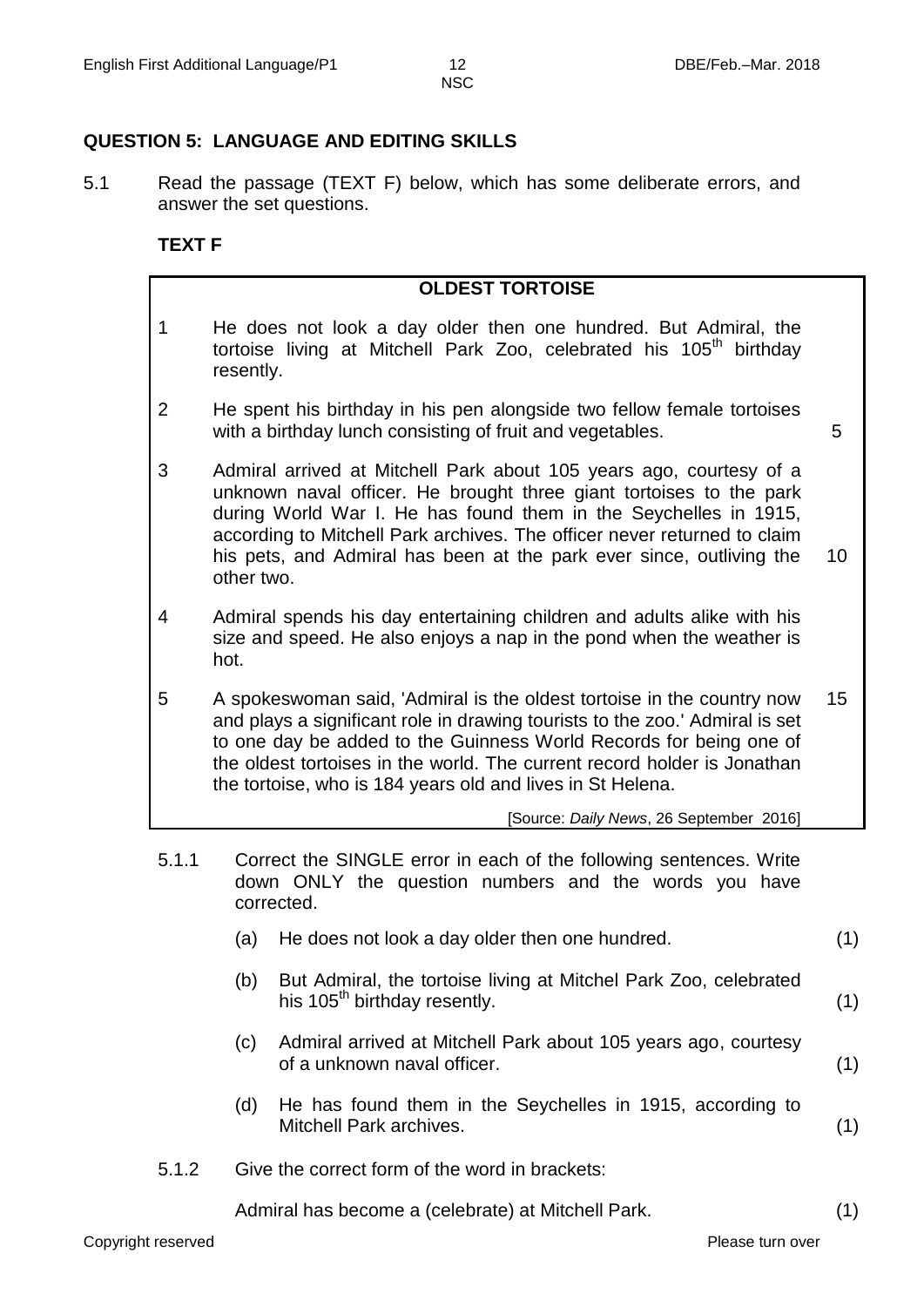## QUESTION 5: LANGUAGE AND EDITING SKILLS

5.1 Read the passage (TEXT F) below, which has some deliberate errors, and answer the set questions.

**TEXT F**

**OLDEST TORTOISE**

1 He does not look a day older then one hundred. But Admiral, the tortoise living at Mitchell Park Zoo, celebrated his 105th birthday resently.

2 He spent his birthday in his pen alongside two fellow female tortoises with a birthday lunch consisting of fruit and vegetables. 5

3 Admiral arrived at Mitchell Park about 105 years ago, courtesy of a unknown naval officer. He brought three giant tortoises to the park during World War I. He has found them in the Seychelles in 1915, according to Mitchell Park archives. The officer never returned to claim his pets, and Admiral has been at the park ever since, outliving the other two. 10

4 Admiral spends his day entertaining children and adults alike with his size and speed. He also enjoys a nap in the pond when the weather is hot.

5 A spokeswoman said, 'Admiral is the oldest tortoise in the country now and plays a significant role in drawing tourists to the zoo.' Admiral is set to one day be added to the Guinness World Records for being one of the oldest tortoises in the world. The current record holder is Jonathan the tortoise, who is 184 years old and lives in St Helena. 15

[Source: *Daily News*, 26 September 2016]

5.1.1 Correct the SINGLE error in each of the following sentences. Write down ONLY the question numbers and the words you have corrected.

(a) He does not look a day older then one hundred. (1)

(b) But Admiral, the tortoise living at Mitchel Park Zoo, celebrated his 105th birthday resently. (1)

(c) Admiral arrived at Mitchell Park about 105 years ago, courtesy of a unknown naval officer. (1)

(d) He has found them in the Seychelles in 1915, according to Mitchell Park archives. (1)

5.1.2 Give the correct form of the word in brackets:

Admiral has become a (celebrate) at Mitchell Park. (1)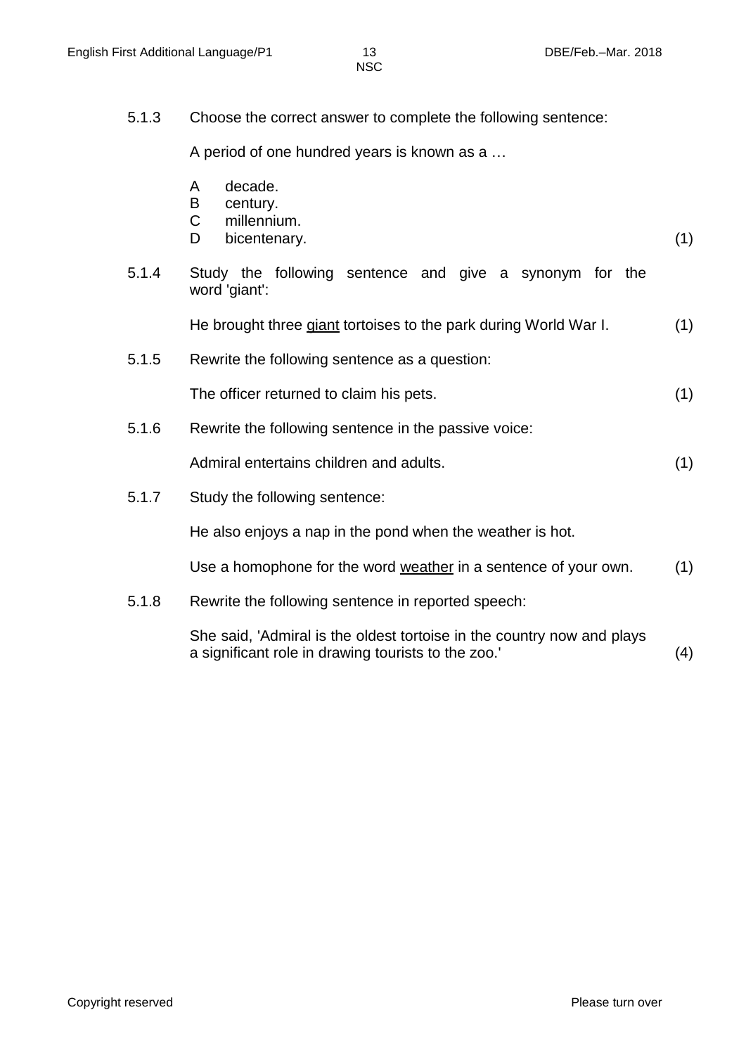5.1.3 Choose the correct answer to complete the following sentence:

A period of one hundred years is known as a …

- A decade.
- B century.
- C millennium.
- D bicentenary. (1)

5.1.4 Study the following sentence and give a synonym for the word 'giant':

He brought three giant tortoises to the park during World War I. (1)

5.1.5 Rewrite the following sentence as a question:

The officer returned to claim his pets. (1)

5.1.6 Rewrite the following sentence in the passive voice:

Admiral entertains children and adults. (1)

5.1.7 Study the following sentence:

He also enjoys a nap in the pond when the weather is hot.

Use a homophone for the word weather in a sentence of your own. (1)

5.1.8 Rewrite the following sentence in reported speech:

She said, 'Admiral is the oldest tortoise in the country now and plays a significant role in drawing tourists to the zoo.' (4)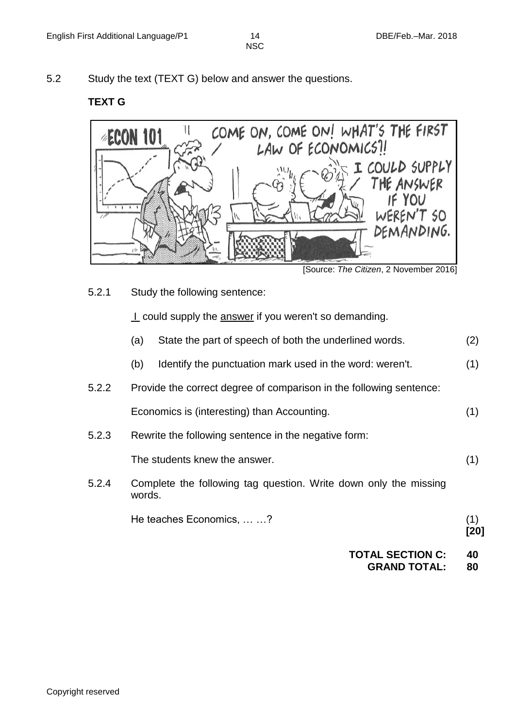5.2 Study the text (TEXT G) below and answer the questions.

**TEXT G**

[Source: *The Citizen*, 2 November 2016]

5.2.1 Study the following sentence:

<u>I</u> could supply the <u>answer</u> if you weren't so demanding.

(a) State the part of speech of both the underlined words. (2)

(b) Identify the punctuation mark used in the word: weren't. (1)

5.2.2 Provide the correct degree of comparison in the following sentence:

Economics is (interesting) than Accounting. (1)

5.2.3 Rewrite the following sentence in the negative form:

The students knew the answer. (1)

5.2.4 Complete the following tag question. Write down only the missing words.

He teaches Economics, … …? (1)

**[20]**

**TOTAL SECTION C: 40**

**GRAND TOTAL: 80**